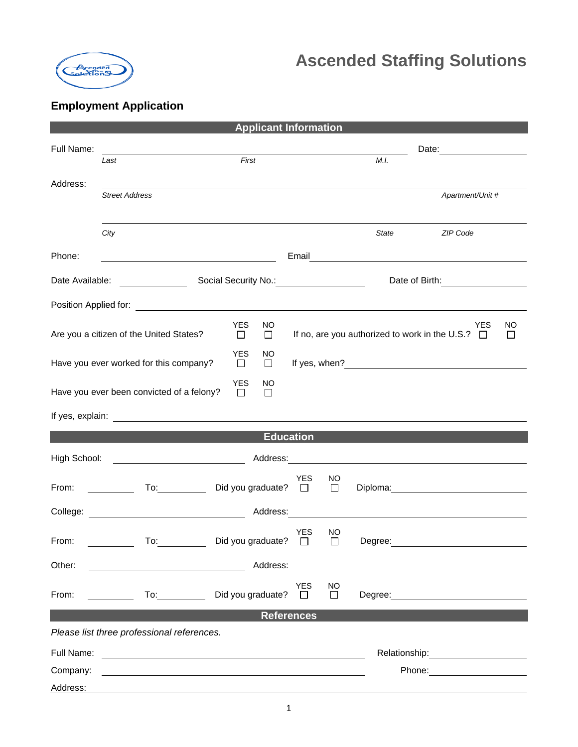# Ascended Staffing Solutions

## Employment Application

### Applicant Information

Full Name: ______________________________________________ Date: ____________

*Last* *First* *M.I.*

Address: ______________________________________________

*Street Address* *Apartment/Unit #*

______________________________________________

*City* *State* *ZIP Code*

Phone: ____________________ Email ____________________

Date Available: ____________ Social Security No.: ____________ Date of Birth: ____________

Position Applied for: ______________________________________________

Are you a citizen of the United States? YES ☐ NO ☐ If no, are you authorized to work in the U.S.? YES ☐ NO ☐

Have you ever worked for this company? YES ☐ NO ☐ If yes, when? ____________________

Have you ever been convicted of a felony? YES ☐ NO ☐

If yes, explain: ______________________________________________

### Education

High School: ____________________ Address: ____________________

From: ________ To: ________ Did you graduate? YES ☐ NO ☐ Diploma: ____________

College: ____________________ Address: ____________________

From: ________ To: ________ Did you graduate? YES ☐ NO ☐ Degree: ____________

Other: ____________________ Address:

From: ________ To: ________ Did you graduate? YES ☐ NO ☐ Degree: ____________

### References

*Please list three professional references.*

Full Name: ______________________________ Relationship: ____________

Company: ______________________________ Phone: ____________

Address: ______________________________________________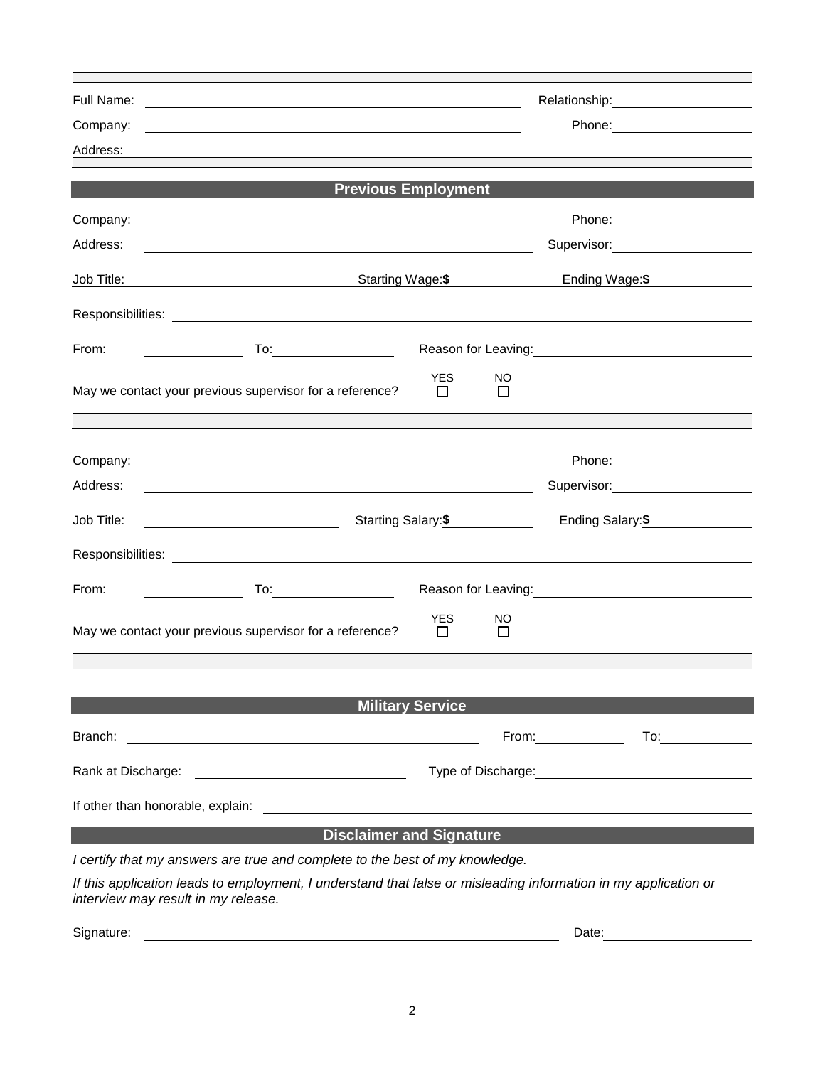Full Name: ______________________ Relationship: ______________

Company: ______________________ Phone: ______________

Address: ______________________

## Previous Employment

Company: ______________________ Phone: ______________

Address: ______________________ Supervisor: ______________

Job Title: ______________ Starting Wage:$ ______________ Ending Wage:$ ______________

Responsibilities: ______________________

From: ______________ To: ______________ Reason for Leaving: ______________

May we contact your previous supervisor for a reference? YES ☐ NO ☐

Company: ______________________ Phone: ______________

Address: ______________________ Supervisor: ______________

Job Title: ______________ Starting Salary:$ ______________ Ending Salary:$ ______________

Responsibilities: ______________________

From: ______________ To: ______________ Reason for Leaving: ______________

May we contact your previous supervisor for a reference? YES ☐ NO ☐

## Military Service

Branch: ______________________ From: ______________ To: ______________

Rank at Discharge: ______________ Type of Discharge: ______________

If other than honorable, explain: ______________________

## Disclaimer and Signature

*I certify that my answers are true and complete to the best of my knowledge.*

*If this application leads to employment, I understand that false or misleading information in my application or interview may result in my release.*

Signature: ______________________ Date: ______________